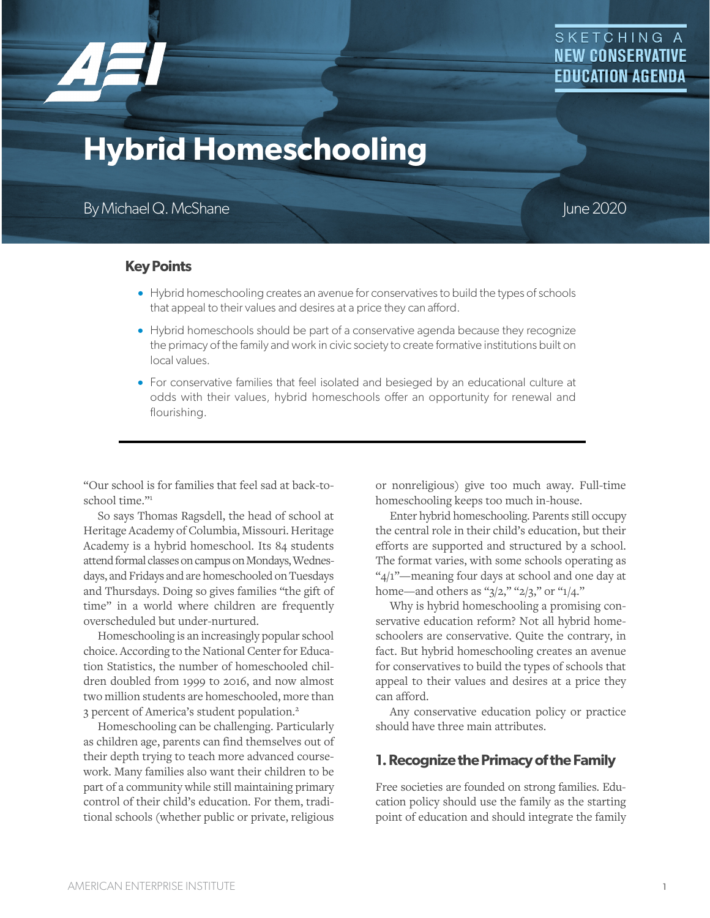SKETCHING A NEW CONSERVATIVE EDUCATION AGENDA

# Hybrid Homeschooling

By Michael Q. McShane

June 2020

## Key Points

- Hybrid homeschooling creates an avenue for conservatives to build the types of schools that appeal to their values and desires at a price they can afford.
- Hybrid homeschools should be part of a conservative agenda because they recognize the primacy of the family and work in civic society to create formative institutions built on local values.
- For conservative families that feel isolated and besieged by an educational culture at odds with their values, hybrid homeschools offer an opportunity for renewal and flourishing.

---

"Our school is for families that feel sad at back-to-school time."[1]

So says Thomas Ragsdell, the head of school at Heritage Academy of Columbia, Missouri. Heritage Academy is a hybrid homeschool. Its 84 students attend formal classes on campus on Mondays, Wednesdays, and Fridays and are homeschooled on Tuesdays and Thursdays. Doing so gives families "the gift of time" in a world where children are frequently overscheduled but under-nurtured.

Homeschooling is an increasingly popular school choice. According to the National Center for Education Statistics, the number of homeschooled children doubled from 1999 to 2016, and now almost two million students are homeschooled, more than 3 percent of America's student population.[2]

Homeschooling can be challenging. Particularly as children age, parents can find themselves out of their depth trying to teach more advanced coursework. Many families also want their children to be part of a community while still maintaining primary control of their child's education. For them, traditional schools (whether public or private, religious or nonreligious) give too much away. Full-time homeschooling keeps too much in-house.

Enter hybrid homeschooling. Parents still occupy the central role in their child's education, but their efforts are supported and structured by a school. The format varies, with some schools operating as "4/1"—meaning four days at school and one day at home—and others as "3/2," "2/3," or "1/4."

Why is hybrid homeschooling a promising conservative education reform? Not all hybrid homeschoolers are conservative. Quite the contrary, in fact. But hybrid homeschooling creates an avenue for conservatives to build the types of schools that appeal to their values and desires at a price they can afford.

Any conservative education policy or practice should have three main attributes.

### 1. Recognize the Primacy of the Family

Free societies are founded on strong families. Education policy should use the family as the starting point of education and should integrate the family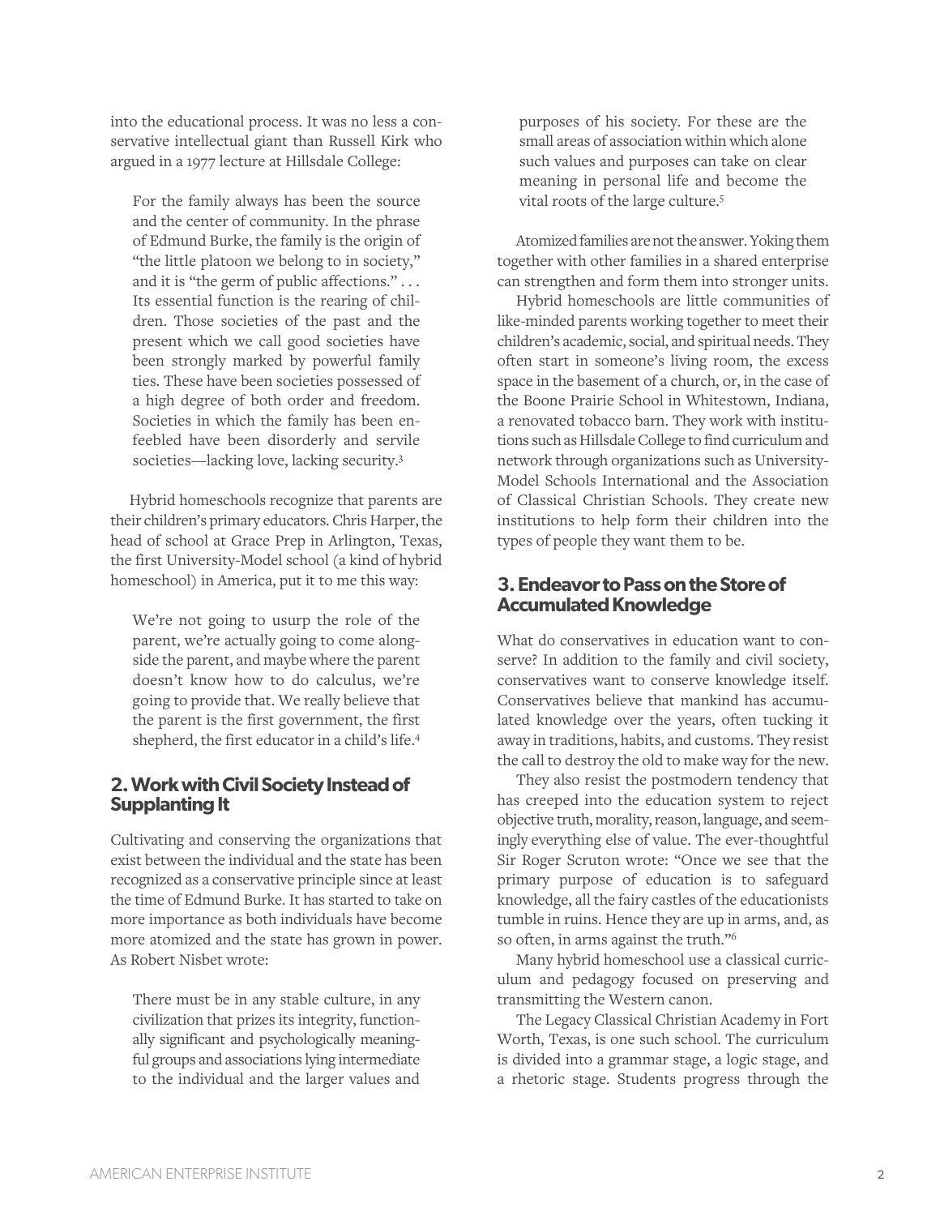into the educational process. It was no less a conservative intellectual giant than Russell Kirk who argued in a 1977 lecture at Hillsdale College:

> For the family always has been the source and the center of community. In the phrase of Edmund Burke, the family is the origin of "the little platoon we belong to in society," and it is "the germ of public affections." . . . Its essential function is the rearing of children. Those societies of the past and the present which we call good societies have been strongly marked by powerful family ties. These have been societies possessed of a high degree of both order and freedom. Societies in which the family has been enfeebled have been disorderly and servile societies—lacking love, lacking security.[3]

Hybrid homeschools recognize that parents are their children's primary educators. Chris Harper, the head of school at Grace Prep in Arlington, Texas, the first University-Model school (a kind of hybrid homeschool) in America, put it to me this way:

> We're not going to usurp the role of the parent, we're actually going to come alongside the parent, and maybe where the parent doesn't know how to do calculus, we're going to provide that. We really believe that the parent is the first government, the first shepherd, the first educator in a child's life.[4]

## 2. Work with Civil Society Instead of Supplanting It

Cultivating and conserving the organizations that exist between the individual and the state has been recognized as a conservative principle since at least the time of Edmund Burke. It has started to take on more importance as both individuals have become more atomized and the state has grown in power. As Robert Nisbet wrote:

> There must be in any stable culture, in any civilization that prizes its integrity, functionally significant and psychologically meaningful groups and associations lying intermediate to the individual and the larger values and purposes of his society. For these are the small areas of association within which alone such values and purposes can take on clear meaning in personal life and become the vital roots of the large culture.[5]

Atomized families are not the answer. Yoking them together with other families in a shared enterprise can strengthen and form them into stronger units.

Hybrid homeschools are little communities of like-minded parents working together to meet their children's academic, social, and spiritual needs. They often start in someone's living room, the excess space in the basement of a church, or, in the case of the Boone Prairie School in Whitestown, Indiana, a renovated tobacco barn. They work with institutions such as Hillsdale College to find curriculum and network through organizations such as University-Model Schools International and the Association of Classical Christian Schools. They create new institutions to help form their children into the types of people they want them to be.

## 3. Endeavor to Pass on the Store of Accumulated Knowledge

What do conservatives in education want to conserve? In addition to the family and civil society, conservatives want to conserve knowledge itself. Conservatives believe that mankind has accumulated knowledge over the years, often tucking it away in traditions, habits, and customs. They resist the call to destroy the old to make way for the new.

They also resist the postmodern tendency that has creeped into the education system to reject objective truth, morality, reason, language, and seemingly everything else of value. The ever-thoughtful Sir Roger Scruton wrote: "Once we see that the primary purpose of education is to safeguard knowledge, all the fairy castles of the educationists tumble in ruins. Hence they are up in arms, and, as so often, in arms against the truth."[6]

Many hybrid homeschool use a classical curriculum and pedagogy focused on preserving and transmitting the Western canon.

The Legacy Classical Christian Academy in Fort Worth, Texas, is one such school. The curriculum is divided into a grammar stage, a logic stage, and a rhetoric stage. Students progress through the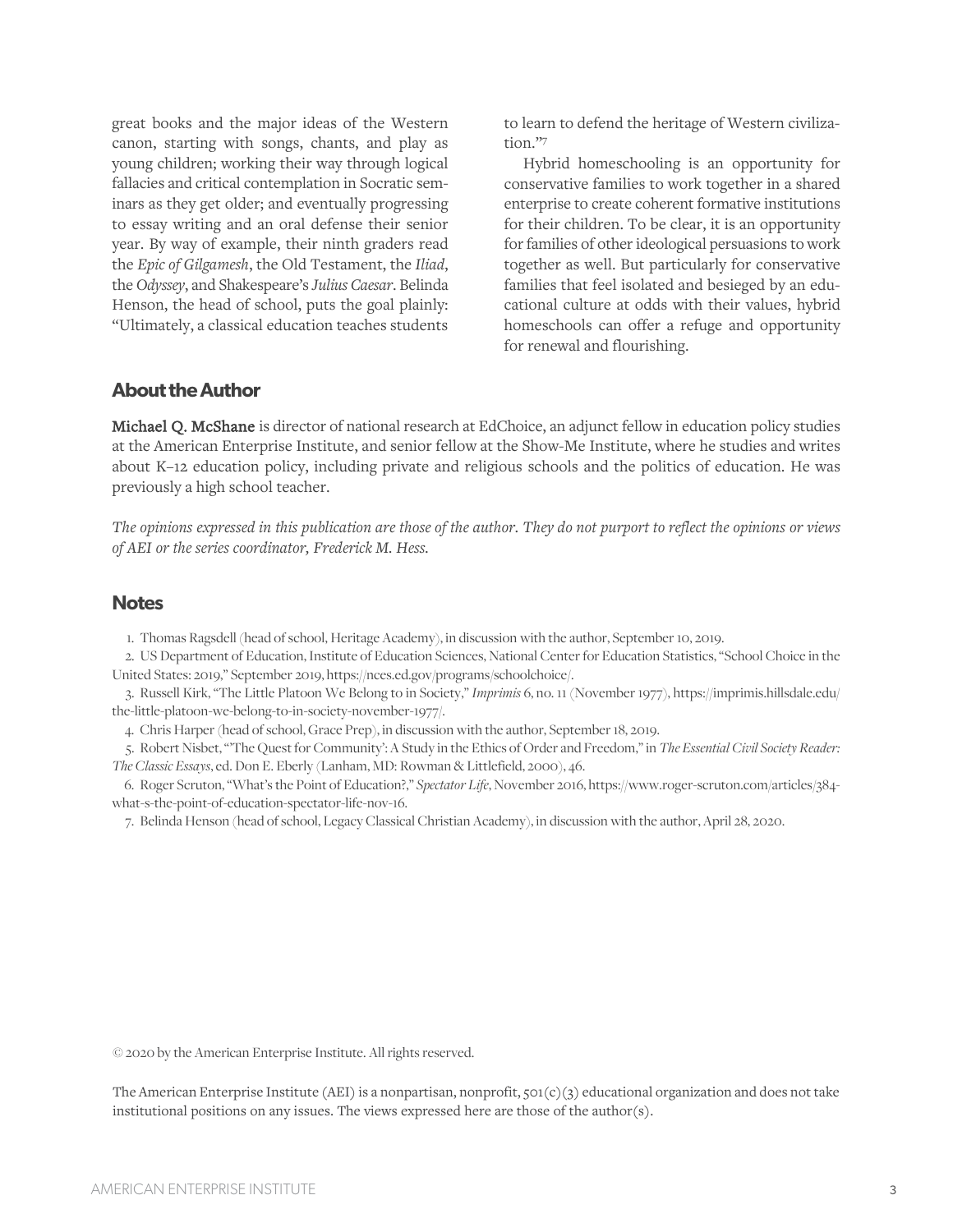great books and the major ideas of the Western canon, starting with songs, chants, and play as young children; working their way through logical fallacies and critical contemplation in Socratic seminars as they get older; and eventually progressing to essay writing and an oral defense their senior year. By way of example, their ninth graders read the *Epic of Gilgamesh*, the Old Testament, the *Iliad*, the *Odyssey*, and Shakespeare's *Julius Caesar*. Belinda Henson, the head of school, puts the goal plainly: "Ultimately, a classical education teaches students to learn to defend the heritage of Western civilization."[7]

Hybrid homeschooling is an opportunity for conservative families to work together in a shared enterprise to create coherent formative institutions for their children. To be clear, it is an opportunity for families of other ideological persuasions to work together as well. But particularly for conservative families that feel isolated and besieged by an educational culture at odds with their values, hybrid homeschools can offer a refuge and opportunity for renewal and flourishing.

## About the Author

**Michael Q. McShane** is director of national research at EdChoice, an adjunct fellow in education policy studies at the American Enterprise Institute, and senior fellow at the Show-Me Institute, where he studies and writes about K–12 education policy, including private and religious schools and the politics of education. He was previously a high school teacher.

*The opinions expressed in this publication are those of the author. They do not purport to reflect the opinions or views of AEI or the series coordinator, Frederick M. Hess.*

## Notes

1. Thomas Ragsdell (head of school, Heritage Academy), in discussion with the author, September 10, 2019.
2. US Department of Education, Institute of Education Sciences, National Center for Education Statistics, "School Choice in the United States: 2019," September 2019, https://nces.ed.gov/programs/schoolchoice/.
3. Russell Kirk, "The Little Platoon We Belong to in Society," *Imprimis* 6, no. 11 (November 1977), https://imprimis.hillsdale.edu/the-little-platoon-we-belong-to-in-society-november-1977/.
4. Chris Harper (head of school, Grace Prep), in discussion with the author, September 18, 2019.
5. Robert Nisbet, "'The Quest for Community': A Study in the Ethics of Order and Freedom," in *The Essential Civil Society Reader: The Classic Essays*, ed. Don E. Eberly (Lanham, MD: Rowman & Littlefield, 2000), 46.
6. Roger Scruton, "What's the Point of Education?," *Spectator Life*, November 2016, https://www.roger-scruton.com/articles/384-what-s-the-point-of-education-spectator-life-nov-16.
7. Belinda Henson (head of school, Legacy Classical Christian Academy), in discussion with the author, April 28, 2020.

© 2020 by the American Enterprise Institute. All rights reserved.

The American Enterprise Institute (AEI) is a nonpartisan, nonprofit, 501(c)(3) educational organization and does not take institutional positions on any issues. The views expressed here are those of the author(s).